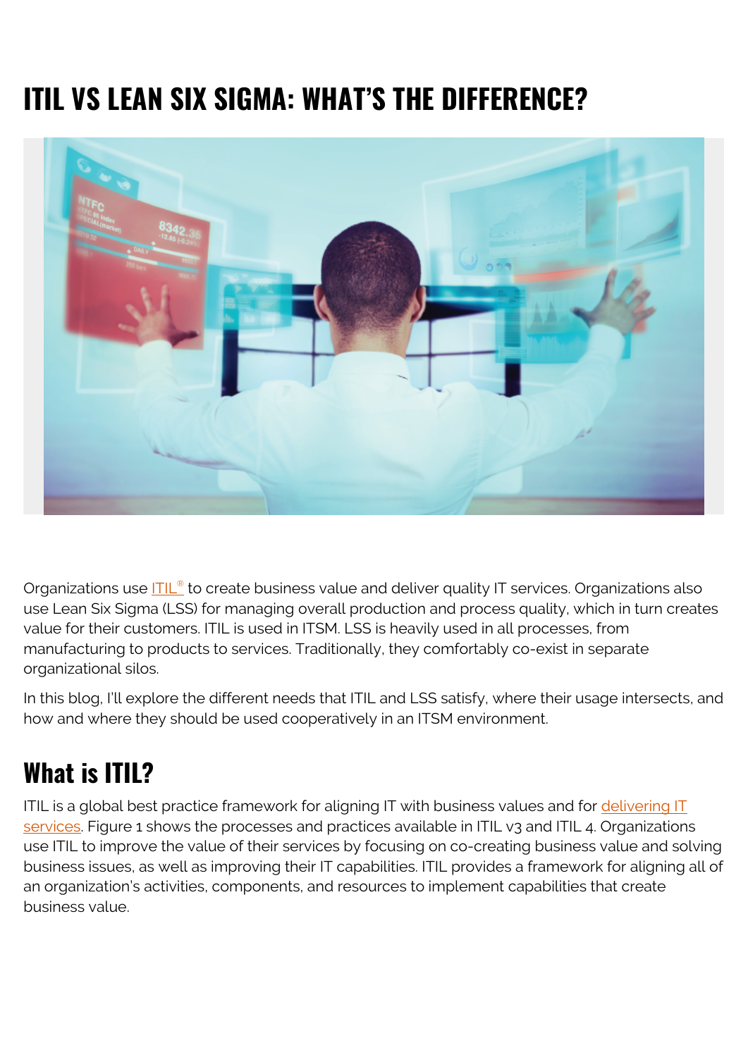# ITIL VS LEAN SIX SIGMA: WHAT'S THE DIFFERENCE?

Organizations use ITIL® to create business value and deliver quality IT services. Organizations also use Lean Six Sigma (LSS) for managing overall production and process quality, which in turn creates value for their customers. ITIL is used in ITSM. LSS is heavily used in all processes, from manufacturing to products to services. Traditionally, they comfortably co-exist in separate organizational silos.

In this blog, I'll explore the different needs that ITIL and LSS satisfy, where their usage intersects, and how and where they should be used cooperatively in an ITSM environment.

## What is ITIL?

ITIL is a global best practice framework for aligning IT with business values and for delivering IT services. Figure 1 shows the processes and practices available in ITIL v3 and ITIL 4. Organizations use ITIL to improve the value of their services by focusing on co-creating business value and solving business issues, as well as improving their IT capabilities. ITIL provides a framework for aligning all of an organization's activities, components, and resources to implement capabilities that create business value.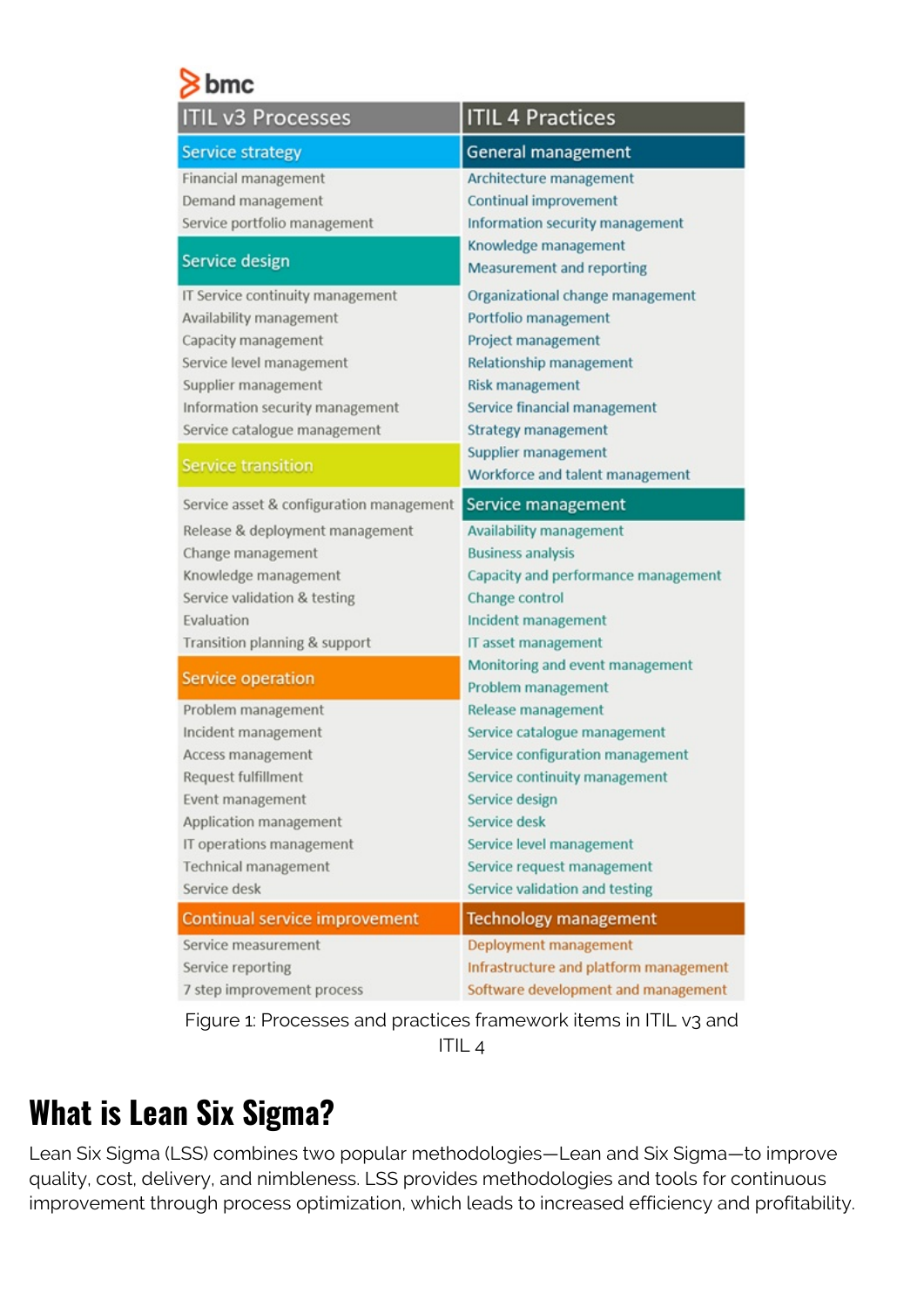bmc

| ITIL v3 Processes | ITIL 4 Practices |
| --- | --- |
| **Service strategy** | **General management** |
| Financial management | Architecture management |
| Demand management | Continual improvement |
| Service portfolio management | Information security management |
| **Service design** | Knowledge management |
| | Measurement and reporting |
| IT Service continuity management | Organizational change management |
| Availability management | Portfolio management |
| Capacity management | Project management |
| Service level management | Relationship management |
| Supplier management | Risk management |
| Information security management | Service financial management |
| Service catalogue management | Strategy management |
| **Service transition** | Supplier management |
| | Workforce and talent management |
| Service asset & configuration management | **Service management** |
| Release & deployment management | Availability management |
| Change management | Business analysis |
| Knowledge management | Capacity and performance management |
| Service validation & testing | Change control |
| Evaluation | Incident management |
| Transition planning & support | IT asset management |
| **Service operation** | Monitoring and event management |
| | Problem management |
| Problem management | Release management |
| Incident management | Service catalogue management |
| Access management | Service configuration management |
| Request fulfillment | Service continuity management |
| Event management | Service design |
| Application management | Service desk |
| IT operations management | Service level management |
| Technical management | Service request management |
| Service desk | Service validation and testing |
| **Continual service improvement** | **Technology management** |
| Service measurement | Deployment management |
| Service reporting | Infrastructure and platform management |
| 7 step improvement process | Software development and management |

Figure 1: Processes and practices framework items in ITIL v3 and ITIL 4

## What is Lean Six Sigma?

Lean Six Sigma (LSS) combines two popular methodologies—Lean and Six Sigma—to improve quality, cost, delivery, and nimbleness. LSS provides methodologies and tools for continuous improvement through process optimization, which leads to increased efficiency and profitability.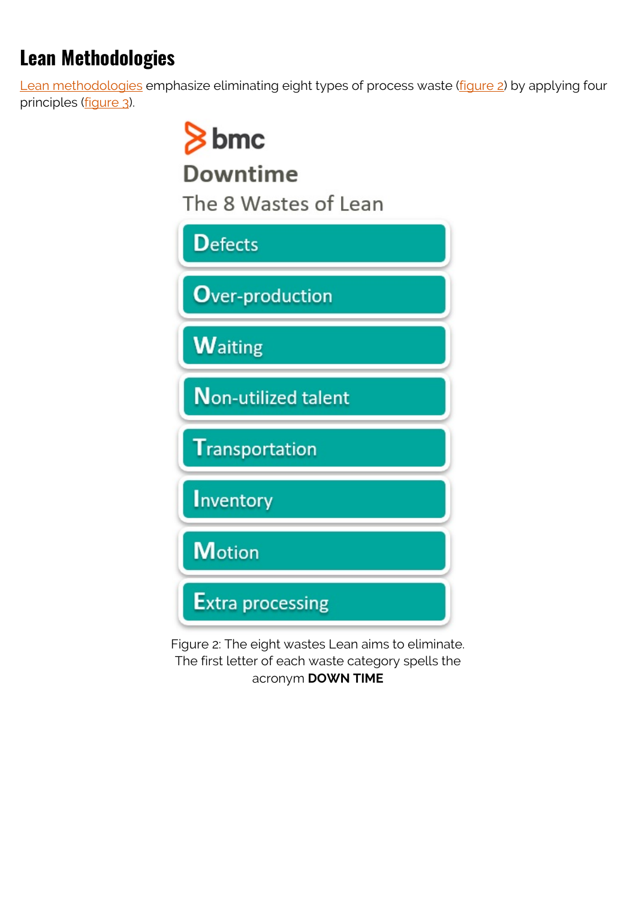## Lean Methodologies

Lean methodologies emphasize eliminating eight types of process waste (figure 2) by applying four principles (figure 3).

bmc

**Downtime**

The 8 Wastes of Lean

- Defects
- Over-production
- Waiting
- Non-utilized talent
- Transportation
- Inventory
- Motion
- Extra processing

Figure 2: The eight wastes Lean aims to eliminate. The first letter of each waste category spells the acronym **DOWN TIME**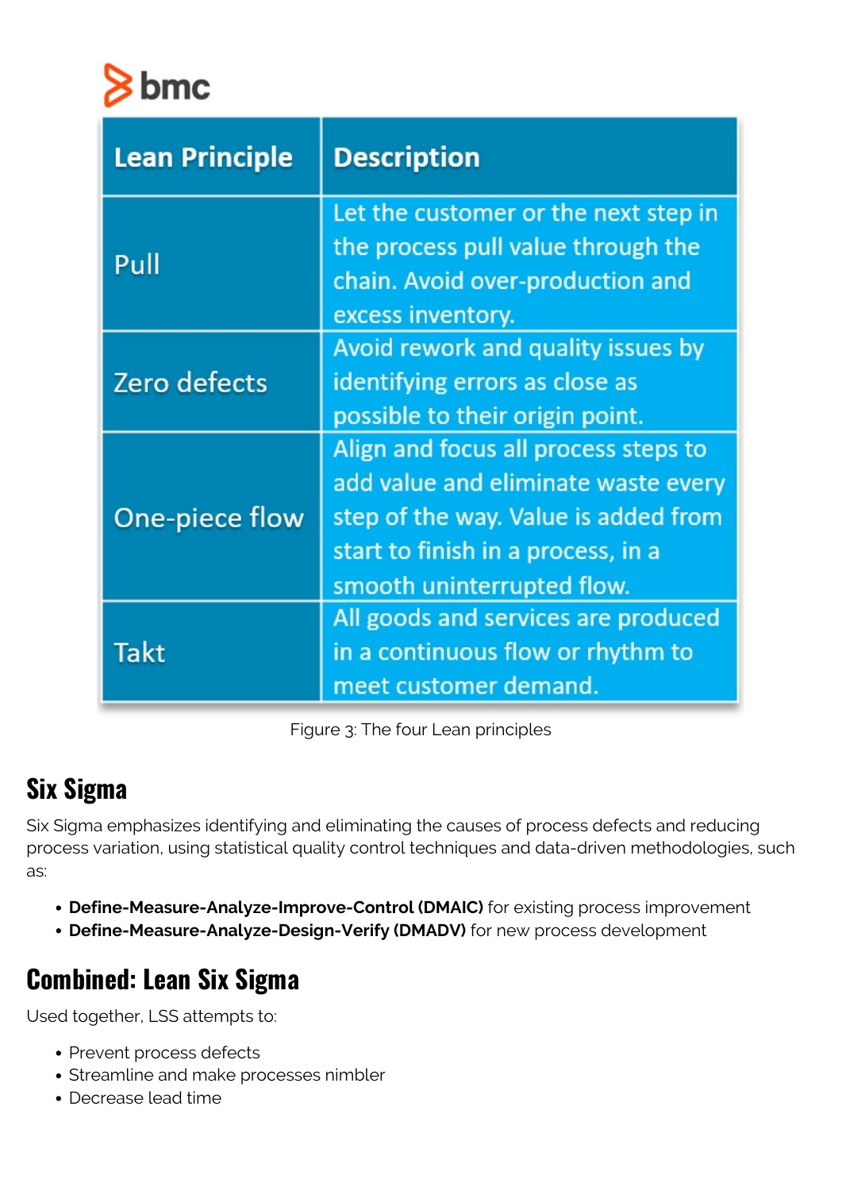| Lean Principle | Description |
| --- | --- |
| Pull | Let the customer or the next step in the process pull value through the chain. Avoid over-production and excess inventory. |
| Zero defects | Avoid rework and quality issues by identifying errors as close as possible to their origin point. |
| One-piece flow | Align and focus all process steps to add value and eliminate waste every step of the way. Value is added from start to finish in a process, in a smooth uninterrupted flow. |
| Takt | All goods and services are produced in a continuous flow or rhythm to meet customer demand. |

Figure 3: The four Lean principles

## Six Sigma

Six Sigma emphasizes identifying and eliminating the causes of process defects and reducing process variation, using statistical quality control techniques and data-driven methodologies, such as:

- **Define-Measure-Analyze-Improve-Control (DMAIC)** for existing process improvement
- **Define-Measure-Analyze-Design-Verify (DMADV)** for new process development

## Combined: Lean Six Sigma

Used together, LSS attempts to:

- Prevent process defects
- Streamline and make processes nimbler
- Decrease lead time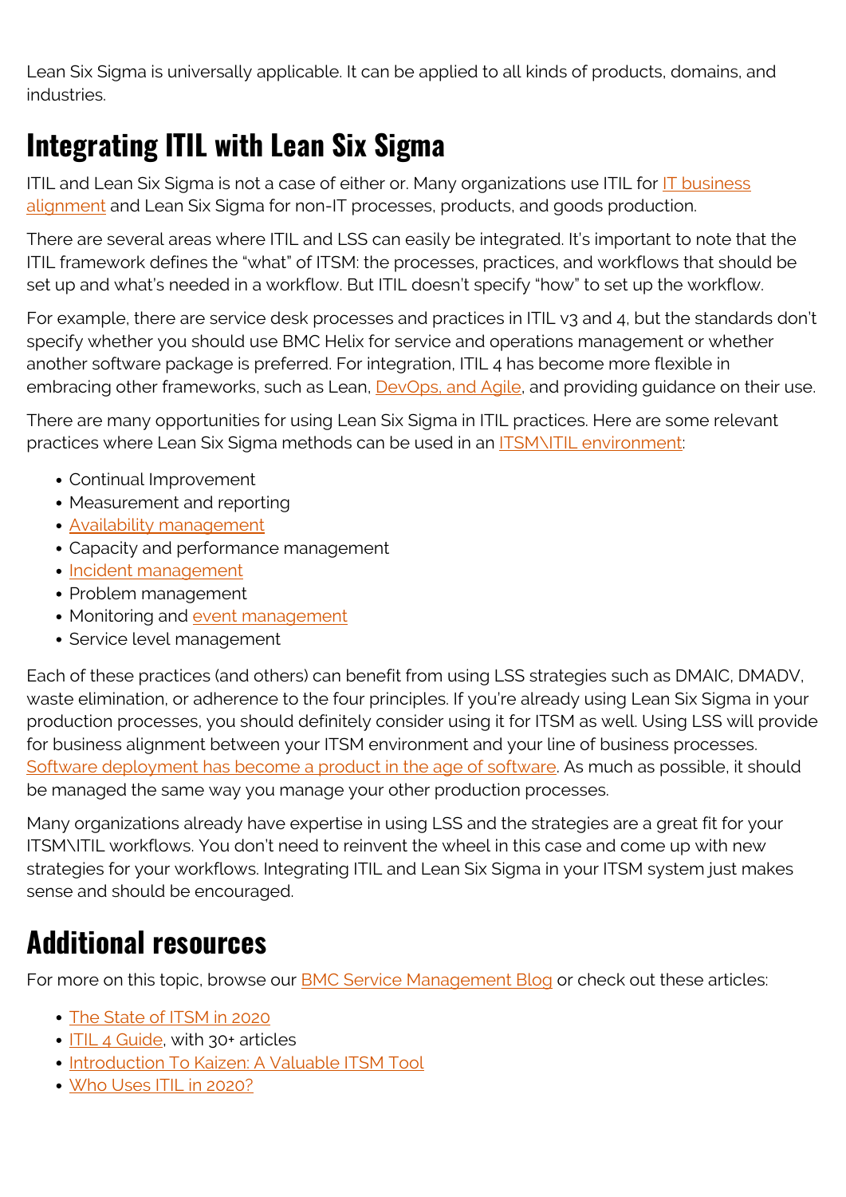Lean Six Sigma is universally applicable. It can be applied to all kinds of products, domains, and industries.

## Integrating ITIL with Lean Six Sigma

ITIL and Lean Six Sigma is not a case of either or. Many organizations use ITIL for IT business alignment and Lean Six Sigma for non-IT processes, products, and goods production.

There are several areas where ITIL and LSS can easily be integrated. It's important to note that the ITIL framework defines the "what" of ITSM: the processes, practices, and workflows that should be set up and what's needed in a workflow. But ITIL doesn't specify "how" to set up the workflow.

For example, there are service desk processes and practices in ITIL v3 and 4, but the standards don't specify whether you should use BMC Helix for service and operations management or whether another software package is preferred. For integration, ITIL 4 has become more flexible in embracing other frameworks, such as Lean, DevOps, and Agile, and providing guidance on their use.

There are many opportunities for using Lean Six Sigma in ITIL practices. Here are some relevant practices where Lean Six Sigma methods can be used in an ITSM\ITIL environment:

- Continual Improvement
- Measurement and reporting
- Availability management
- Capacity and performance management
- Incident management
- Problem management
- Monitoring and event management
- Service level management

Each of these practices (and others) can benefit from using LSS strategies such as DMAIC, DMADV, waste elimination, or adherence to the four principles. If you're already using Lean Six Sigma in your production processes, you should definitely consider using it for ITSM as well. Using LSS will provide for business alignment between your ITSM environment and your line of business processes. Software deployment has become a product in the age of software. As much as possible, it should be managed the same way you manage your other production processes.

Many organizations already have expertise in using LSS and the strategies are a great fit for your ITSM\ITIL workflows. You don't need to reinvent the wheel in this case and come up with new strategies for your workflows. Integrating ITIL and Lean Six Sigma in your ITSM system just makes sense and should be encouraged.

## Additional resources

For more on this topic, browse our BMC Service Management Blog or check out these articles:

- The State of ITSM in 2020
- ITIL 4 Guide, with 30+ articles
- Introduction To Kaizen: A Valuable ITSM Tool
- Who Uses ITIL in 2020?